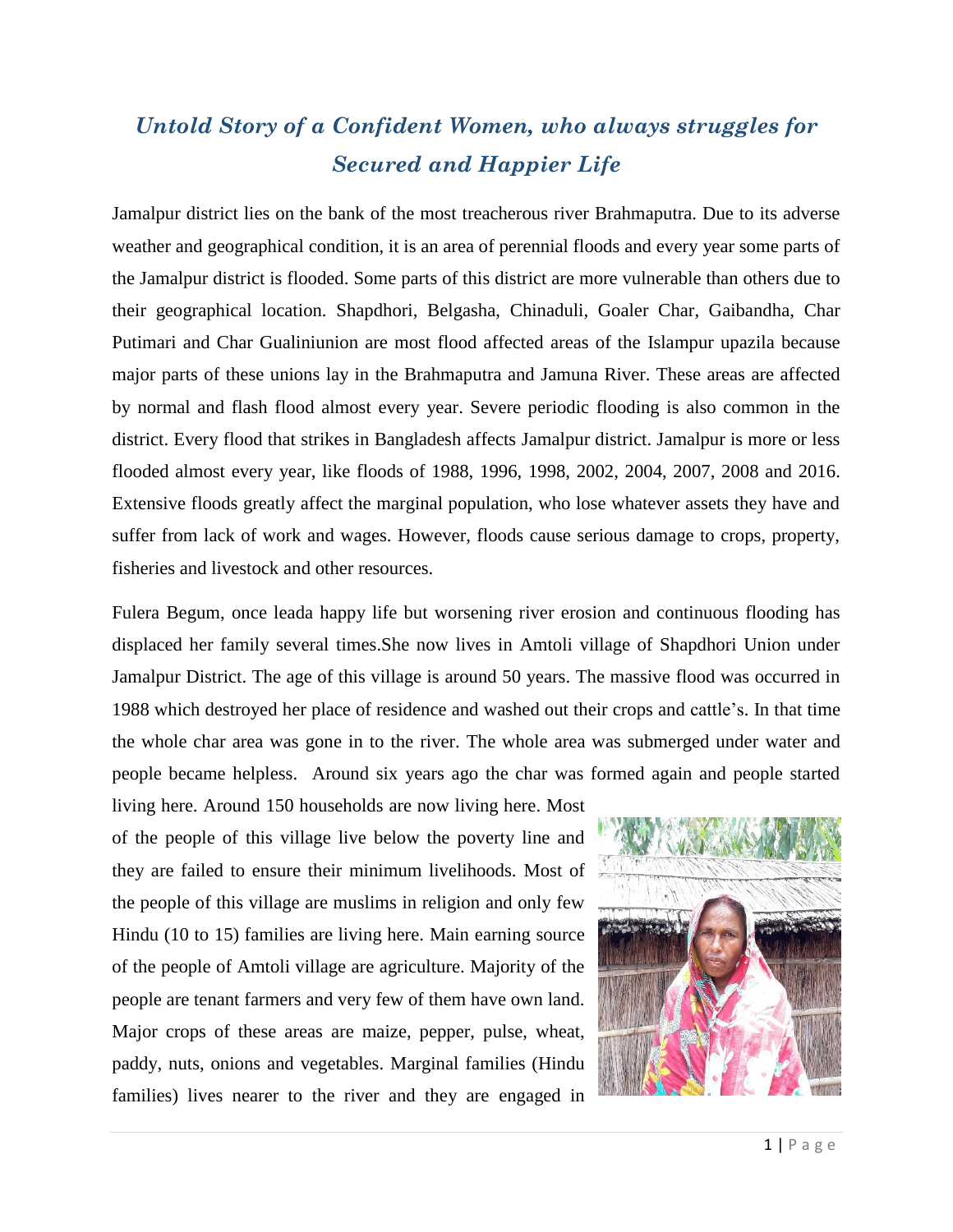# *Untold Story of a Confident Women, who always struggles for Secured and Happier Life*

Jamalpur district lies on the bank of the most treacherous river Brahmaputra. Due to its adverse weather and geographical condition, it is an area of perennial floods and every year some parts of the Jamalpur district is flooded. Some parts of this district are more vulnerable than others due to their geographical location. Shapdhori, Belgasha, Chinaduli, Goaler Char, Gaibandha, Char Putimari and Char Gualiniunion are most flood affected areas of the Islampur upazila because major parts of these unions lay in the Brahmaputra and Jamuna River. These areas are affected by normal and flash flood almost every year. Severe periodic flooding is also common in the district. Every flood that strikes in Bangladesh affects Jamalpur district. Jamalpur is more or less flooded almost every year, like floods of 1988, 1996, 1998, 2002, 2004, 2007, 2008 and 2016. Extensive floods greatly affect the marginal population, who lose whatever assets they have and suffer from lack of work and wages. However, floods cause serious damage to crops, property, fisheries and livestock and other resources.

Fulera Begum, once leada happy life but worsening river erosion and continuous flooding has displaced her family several times.She now lives in Amtoli village of Shapdhori Union under Jamalpur District. The age of this village is around 50 years. The massive flood was occurred in 1988 which destroyed her place of residence and washed out their crops and cattle's. In that time the whole char area was gone in to the river. The whole area was submerged under water and people became helpless. Around six years ago the char was formed again and people started living here. Around 150 households are now living here. Most of the people of this village live below the poverty line and they are failed to ensure their minimum livelihoods. Most of the people of this village are muslims in religion and only few Hindu (10 to 15) families are living here. Main earning source of the people of Amtoli village are agriculture. Majority of the people are tenant farmers and very few of them have own land. Major crops of these areas are maize, pepper, pulse, wheat, paddy, nuts, onions and vegetables. Marginal families (Hindu families) lives nearer to the river and they are engaged in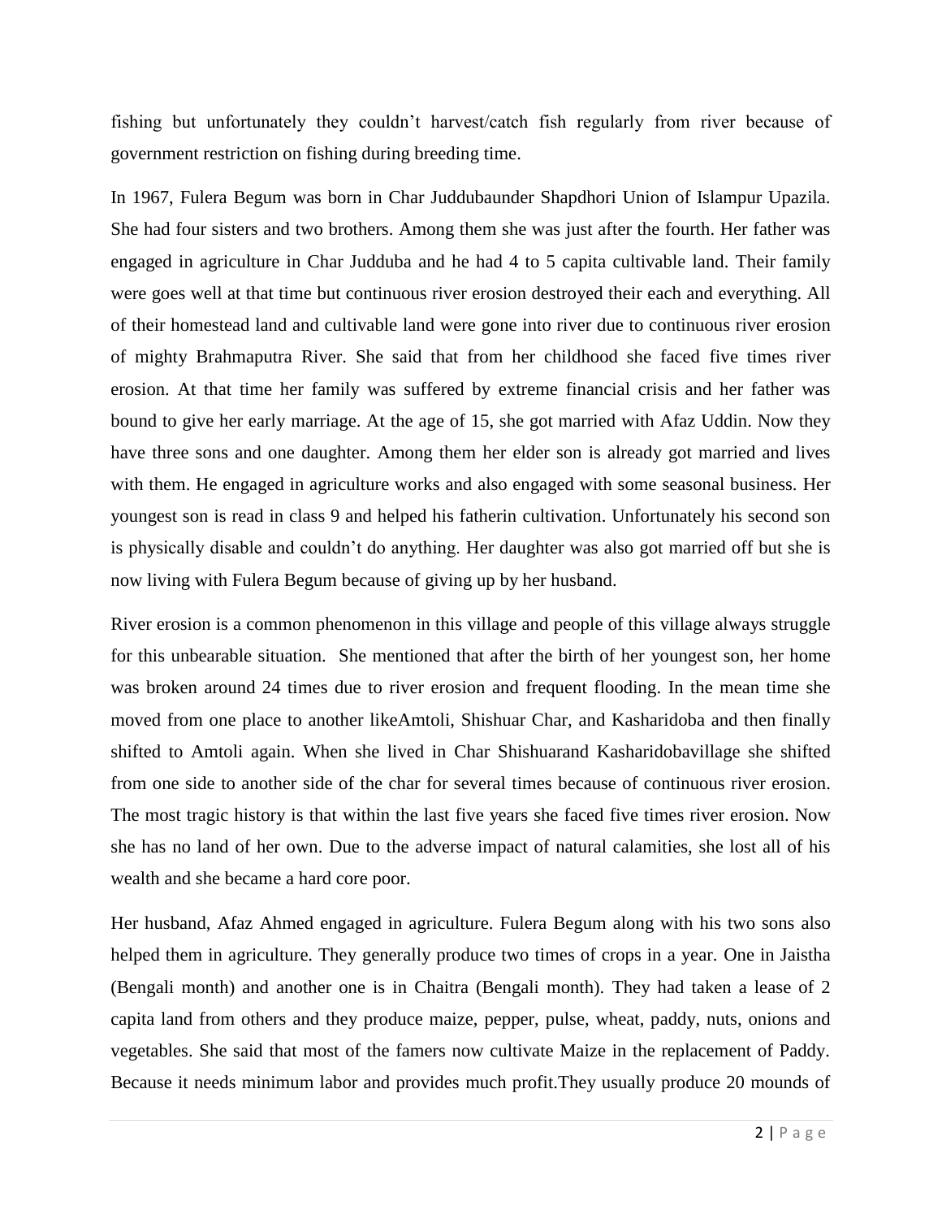fishing but unfortunately they couldn't harvest/catch fish regularly from river because of government restriction on fishing during breeding time.

In 1967, Fulera Begum was born in Char Juddubaunder Shapdhori Union of Islampur Upazila. She had four sisters and two brothers. Among them she was just after the fourth. Her father was engaged in agriculture in Char Judduba and he had 4 to 5 capita cultivable land. Their family were goes well at that time but continuous river erosion destroyed their each and everything. All of their homestead land and cultivable land were gone into river due to continuous river erosion of mighty Brahmaputra River. She said that from her childhood she faced five times river erosion. At that time her family was suffered by extreme financial crisis and her father was bound to give her early marriage. At the age of 15, she got married with Afaz Uddin. Now they have three sons and one daughter. Among them her elder son is already got married and lives with them. He engaged in agriculture works and also engaged with some seasonal business. Her youngest son is read in class 9 and helped his fatherin cultivation. Unfortunately his second son is physically disable and couldn't do anything. Her daughter was also got married off but she is now living with Fulera Begum because of giving up by her husband.

River erosion is a common phenomenon in this village and people of this village always struggle for this unbearable situation. She mentioned that after the birth of her youngest son, her home was broken around 24 times due to river erosion and frequent flooding. In the mean time she moved from one place to another likeAmtoli, Shishuar Char, and Kasharidoba and then finally shifted to Amtoli again. When she lived in Char Shishuarand Kasharidobavillage she shifted from one side to another side of the char for several times because of continuous river erosion. The most tragic history is that within the last five years she faced five times river erosion. Now she has no land of her own. Due to the adverse impact of natural calamities, she lost all of his wealth and she became a hard core poor.

Her husband, Afaz Ahmed engaged in agriculture. Fulera Begum along with his two sons also helped them in agriculture. They generally produce two times of crops in a year. One in Jaistha (Bengali month) and another one is in Chaitra (Bengali month). They had taken a lease of 2 capita land from others and they produce maize, pepper, pulse, wheat, paddy, nuts, onions and vegetables. She said that most of the famers now cultivate Maize in the replacement of Paddy. Because it needs minimum labor and provides much profit.They usually produce 20 mounds of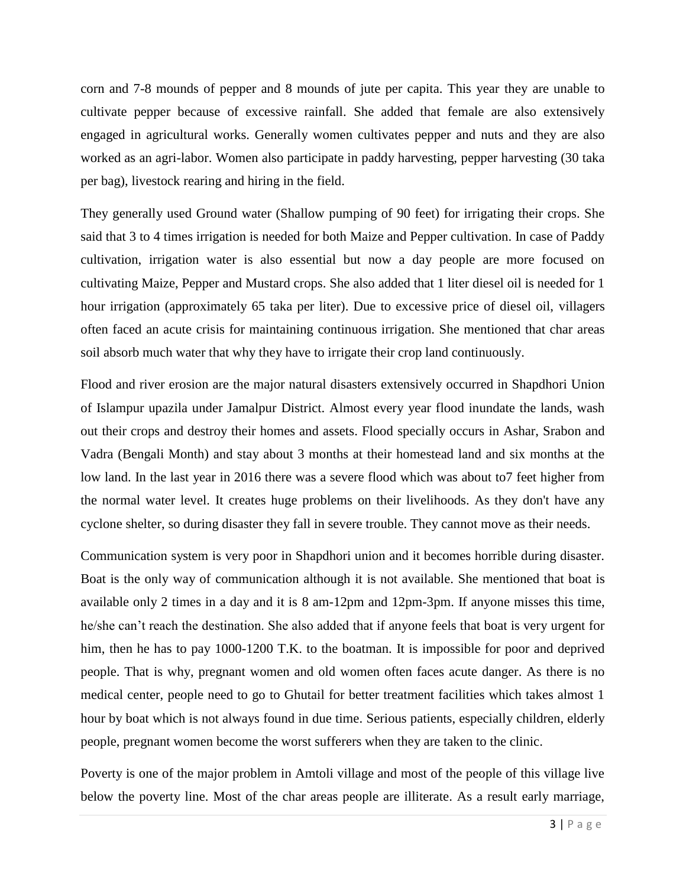corn and 7-8 mounds of pepper and 8 mounds of jute per capita. This year they are unable to cultivate pepper because of excessive rainfall. She added that female are also extensively engaged in agricultural works. Generally women cultivates pepper and nuts and they are also worked as an agri-labor. Women also participate in paddy harvesting, pepper harvesting (30 taka per bag), livestock rearing and hiring in the field.

They generally used Ground water (Shallow pumping of 90 feet) for irrigating their crops. She said that 3 to 4 times irrigation is needed for both Maize and Pepper cultivation. In case of Paddy cultivation, irrigation water is also essential but now a day people are more focused on cultivating Maize, Pepper and Mustard crops. She also added that 1 liter diesel oil is needed for 1 hour irrigation (approximately 65 taka per liter). Due to excessive price of diesel oil, villagers often faced an acute crisis for maintaining continuous irrigation. She mentioned that char areas soil absorb much water that why they have to irrigate their crop land continuously.

Flood and river erosion are the major natural disasters extensively occurred in Shapdhori Union of Islampur upazila under Jamalpur District. Almost every year flood inundate the lands, wash out their crops and destroy their homes and assets. Flood specially occurs in Ashar, Srabon and Vadra (Bengali Month) and stay about 3 months at their homestead land and six months at the low land. In the last year in 2016 there was a severe flood which was about to7 feet higher from the normal water level. It creates huge problems on their livelihoods. As they don't have any cyclone shelter, so during disaster they fall in severe trouble. They cannot move as their needs.

Communication system is very poor in Shapdhori union and it becomes horrible during disaster. Boat is the only way of communication although it is not available. She mentioned that boat is available only 2 times in a day and it is 8 am-12pm and 12pm-3pm. If anyone misses this time, he/she can't reach the destination. She also added that if anyone feels that boat is very urgent for him, then he has to pay 1000-1200 T.K. to the boatman. It is impossible for poor and deprived people. That is why, pregnant women and old women often faces acute danger. As there is no medical center, people need to go to Ghutail for better treatment facilities which takes almost 1 hour by boat which is not always found in due time. Serious patients, especially children, elderly people, pregnant women become the worst sufferers when they are taken to the clinic.

Poverty is one of the major problem in Amtoli village and most of the people of this village live below the poverty line. Most of the char areas people are illiterate. As a result early marriage,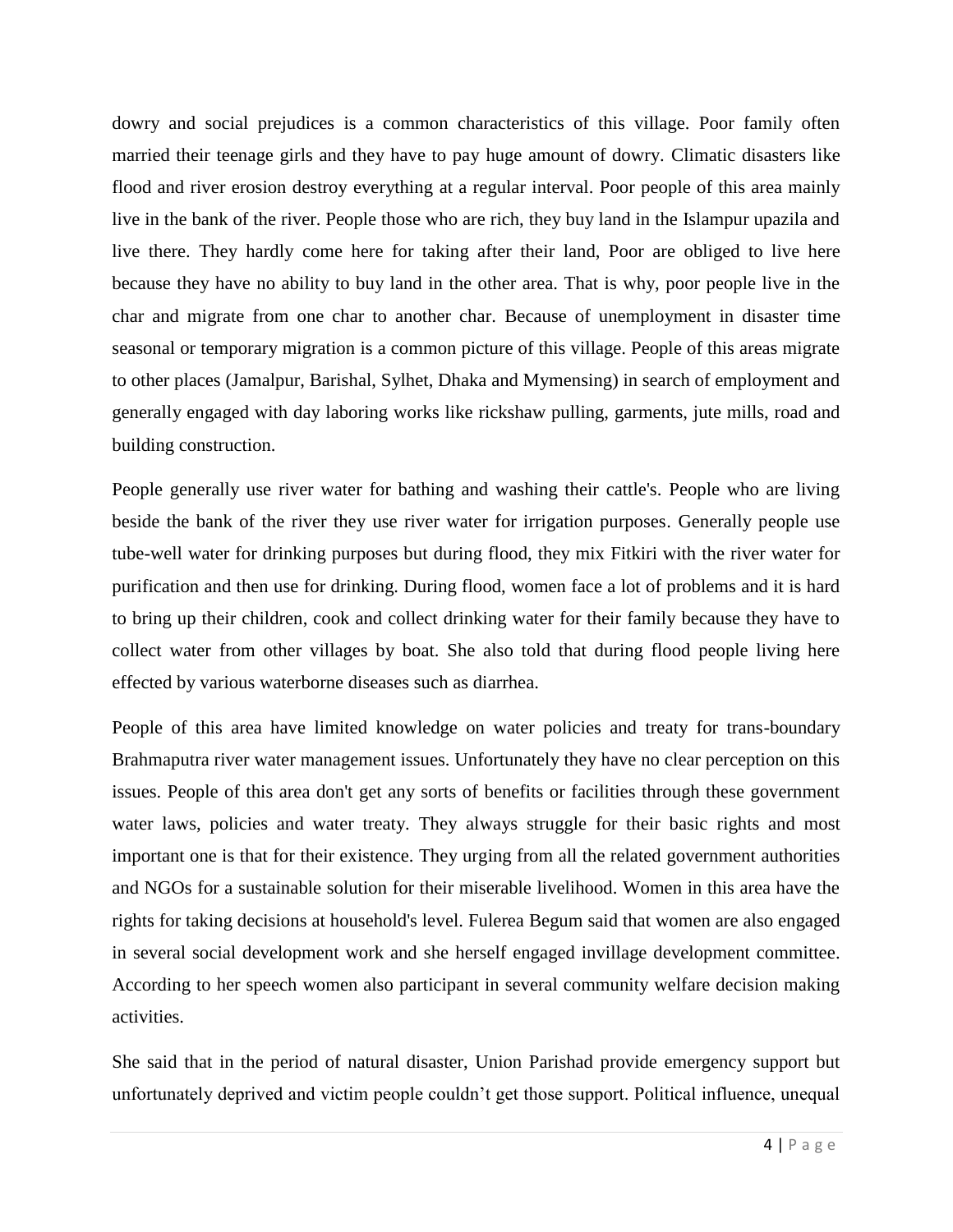dowry and social prejudices is a common characteristics of this village. Poor family often married their teenage girls and they have to pay huge amount of dowry. Climatic disasters like flood and river erosion destroy everything at a regular interval. Poor people of this area mainly live in the bank of the river. People those who are rich, they buy land in the Islampur upazila and live there. They hardly come here for taking after their land, Poor are obliged to live here because they have no ability to buy land in the other area. That is why, poor people live in the char and migrate from one char to another char. Because of unemployment in disaster time seasonal or temporary migration is a common picture of this village. People of this areas migrate to other places (Jamalpur, Barishal, Sylhet, Dhaka and Mymensing) in search of employment and generally engaged with day laboring works like rickshaw pulling, garments, jute mills, road and building construction.

People generally use river water for bathing and washing their cattle's. People who are living beside the bank of the river they use river water for irrigation purposes. Generally people use tube-well water for drinking purposes but during flood, they mix Fitkiri with the river water for purification and then use for drinking. During flood, women face a lot of problems and it is hard to bring up their children, cook and collect drinking water for their family because they have to collect water from other villages by boat. She also told that during flood people living here effected by various waterborne diseases such as diarrhea.

People of this area have limited knowledge on water policies and treaty for trans-boundary Brahmaputra river water management issues. Unfortunately they have no clear perception on this issues. People of this area don't get any sorts of benefits or facilities through these government water laws, policies and water treaty. They always struggle for their basic rights and most important one is that for their existence. They urging from all the related government authorities and NGOs for a sustainable solution for their miserable livelihood. Women in this area have the rights for taking decisions at household's level. Fulerea Begum said that women are also engaged in several social development work and she herself engaged invillage development committee. According to her speech women also participant in several community welfare decision making activities.

She said that in the period of natural disaster, Union Parishad provide emergency support but unfortunately deprived and victim people couldn't get those support. Political influence, unequal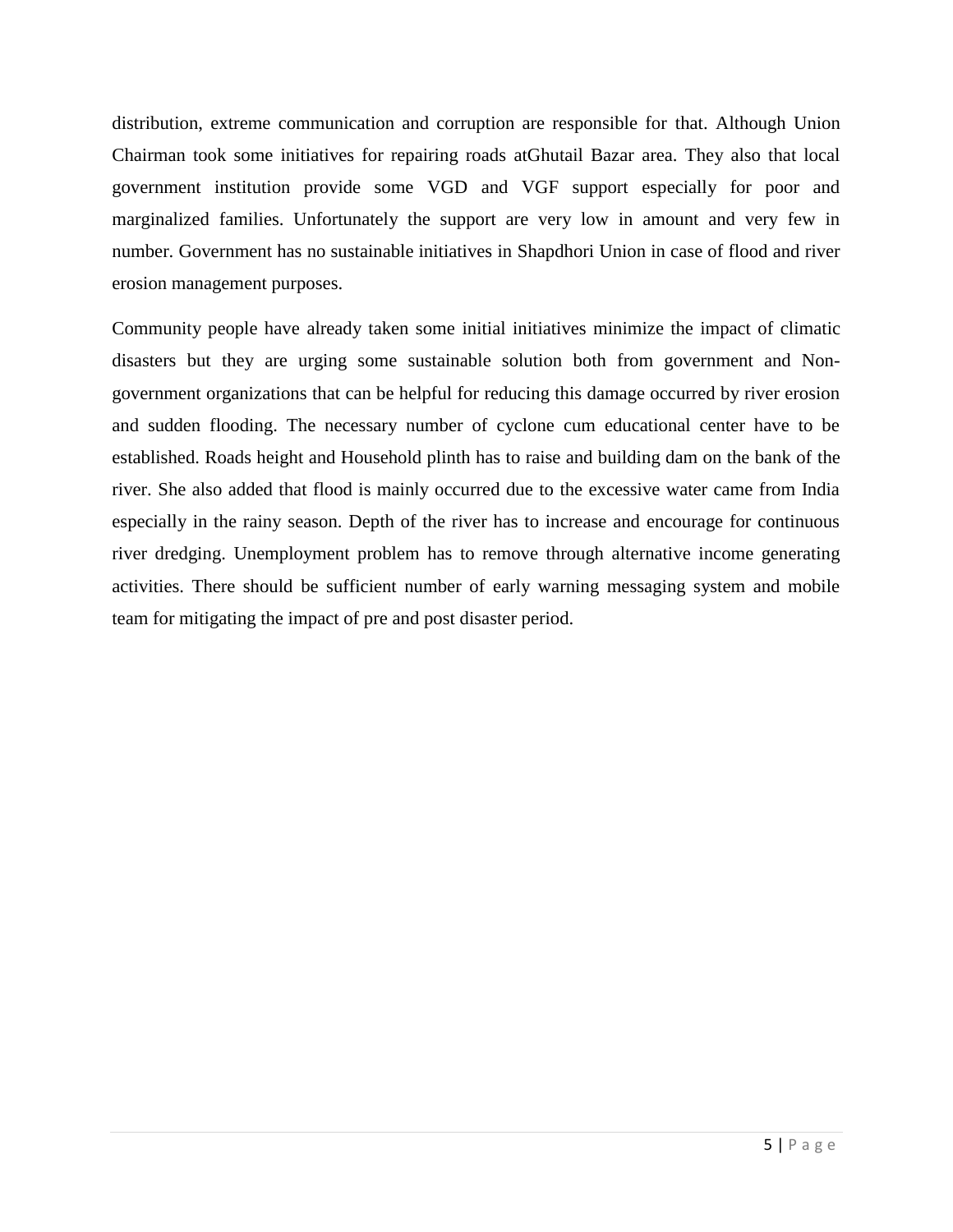distribution, extreme communication and corruption are responsible for that. Although Union Chairman took some initiatives for repairing roads atGhutail Bazar area. They also that local government institution provide some VGD and VGF support especially for poor and marginalized families. Unfortunately the support are very low in amount and very few in number. Government has no sustainable initiatives in Shapdhori Union in case of flood and river erosion management purposes.

Community people have already taken some initial initiatives minimize the impact of climatic disasters but they are urging some sustainable solution both from government and Non-government organizations that can be helpful for reducing this damage occurred by river erosion and sudden flooding. The necessary number of cyclone cum educational center have to be established. Roads height and Household plinth has to raise and building dam on the bank of the river. She also added that flood is mainly occurred due to the excessive water came from India especially in the rainy season. Depth of the river has to increase and encourage for continuous river dredging. Unemployment problem has to remove through alternative income generating activities. There should be sufficient number of early warning messaging system and mobile team for mitigating the impact of pre and post disaster period.